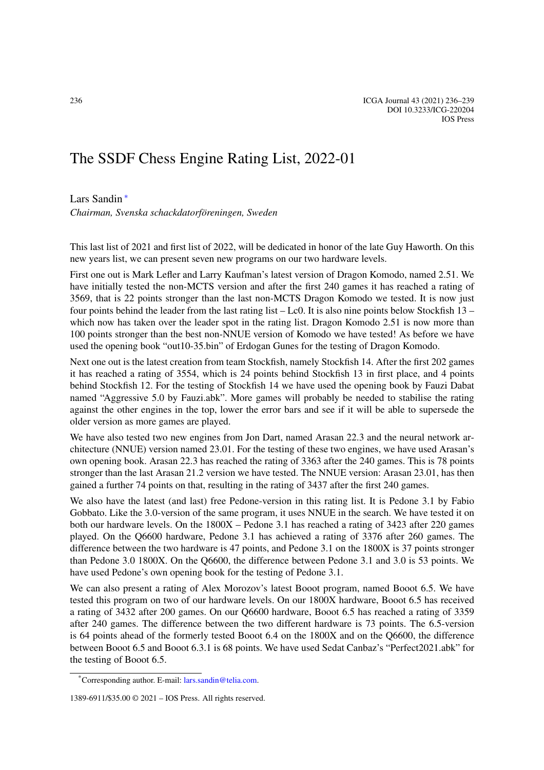# The SSDF Chess Engine Rating List, 2022-01

Lars Sandin [*]

*Chairman, Svenska schackdatorföreningen, Sweden*

This last list of 2021 and first list of 2022, will be dedicated in honor of the late Guy Haworth. On this new years list, we can present seven new programs on our two hardware levels.

First one out is Mark Lefler and Larry Kaufman's latest version of Dragon Komodo, named 2.51. We have initially tested the non-MCTS version and after the first 240 games it has reached a rating of 3569, that is 22 points stronger than the last non-MCTS Dragon Komodo we tested. It is now just four points behind the leader from the last rating list – Lc0. It is also nine points below Stockfish 13 – which now has taken over the leader spot in the rating list. Dragon Komodo 2.51 is now more than 100 points stronger than the best non-NNUE version of Komodo we have tested! As before we have used the opening book "out10-35.bin" of Erdogan Gunes for the testing of Dragon Komodo.

Next one out is the latest creation from team Stockfish, namely Stockfish 14. After the first 202 games it has reached a rating of 3554, which is 24 points behind Stockfish 13 in first place, and 4 points behind Stockfish 12. For the testing of Stockfish 14 we have used the opening book by Fauzi Dabat named "Aggressive 5.0 by Fauzi.abk". More games will probably be needed to stabilise the rating against the other engines in the top, lower the error bars and see if it will be able to supersede the older version as more games are played.

We have also tested two new engines from Jon Dart, named Arasan 22.3 and the neural network architecture (NNUE) version named 23.01. For the testing of these two engines, we have used Arasan's own opening book. Arasan 22.3 has reached the rating of 3363 after the 240 games. This is 78 points stronger than the last Arasan 21.2 version we have tested. The NNUE version: Arasan 23.01, has then gained a further 74 points on that, resulting in the rating of 3437 after the first 240 games.

We also have the latest (and last) free Pedone-version in this rating list. It is Pedone 3.1 by Fabio Gobbato. Like the 3.0-version of the same program, it uses NNUE in the search. We have tested it on both our hardware levels. On the 1800X – Pedone 3.1 has reached a rating of 3423 after 220 games played. On the Q6600 hardware, Pedone 3.1 has achieved a rating of 3376 after 260 games. The difference between the two hardware is 47 points, and Pedone 3.1 on the 1800X is 37 points stronger than Pedone 3.0 1800X. On the Q6600, the difference between Pedone 3.1 and 3.0 is 53 points. We have used Pedone's own opening book for the testing of Pedone 3.1.

We can also present a rating of Alex Morozov's latest Booot program, named Booot 6.5. We have tested this program on two of our hardware levels. On our 1800X hardware, Booot 6.5 has received a rating of 3432 after 200 games. On our Q6600 hardware, Booot 6.5 has reached a rating of 3359 after 240 games. The difference between the two different hardware is 73 points. The 6.5-version is 64 points ahead of the formerly tested Booot 6.4 on the 1800X and on the Q6600, the difference between Booot 6.5 and Booot 6.3.1 is 68 points. We have used Sedat Canbaz's "Perfect2021.abk" for the testing of Booot 6.5.

[*] Corresponding author. E-mail: lars.sandin@telia.com.

1389-6911/$35.00 © 2021 – IOS Press. All rights reserved.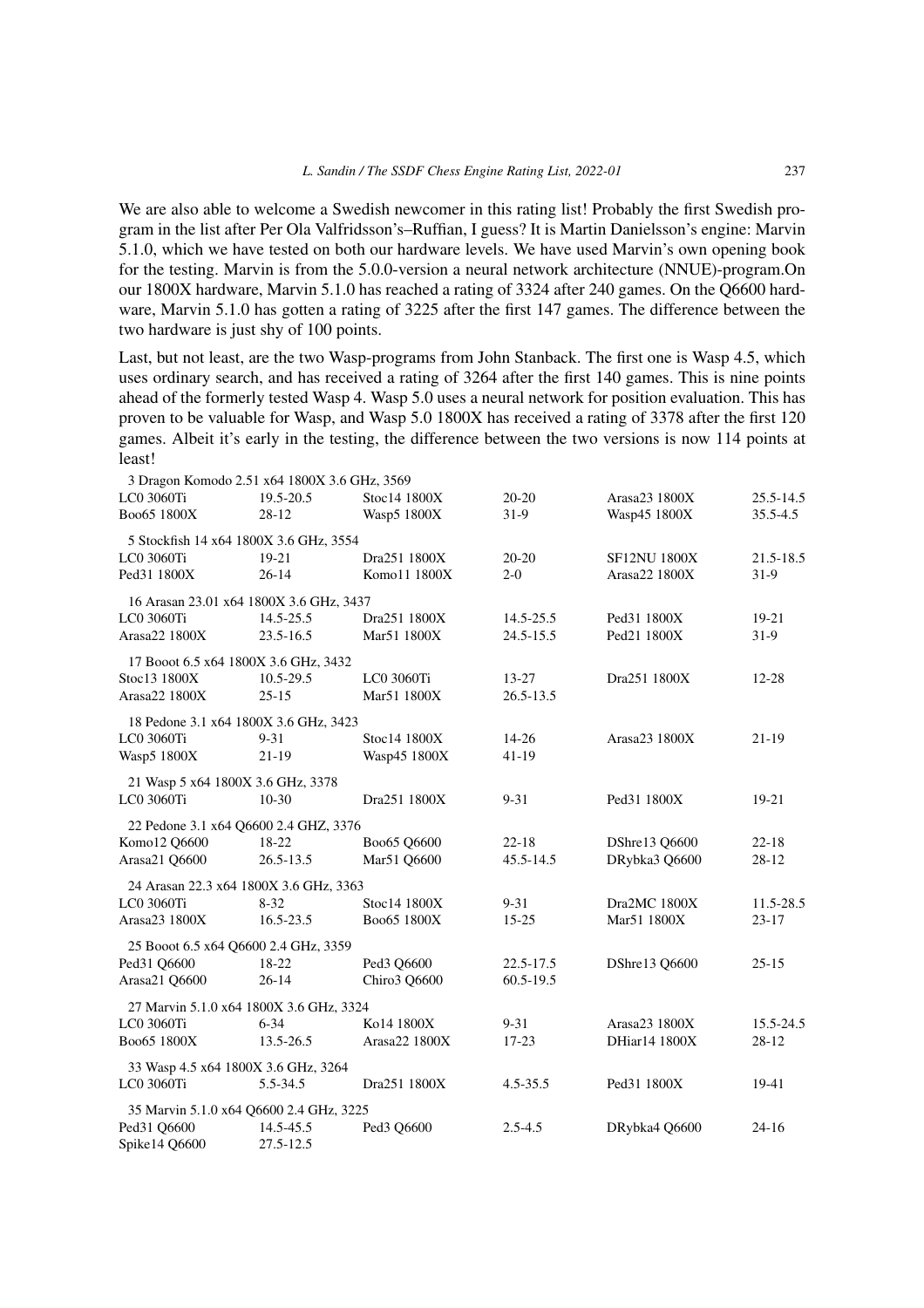We are also able to welcome a Swedish newcomer in this rating list! Probably the first Swedish program in the list after Per Ola Valfridsson's–Ruffian, I guess? It is Martin Danielsson's engine: Marvin 5.1.0, which we have tested on both our hardware levels. We have used Marvin's own opening book for the testing. Marvin is from the 5.0.0-version a neural network architecture (NNUE)-program.On our 1800X hardware, Marvin 5.1.0 has reached a rating of 3324 after 240 games. On the Q6600 hardware, Marvin 5.1.0 has gotten a rating of 3225 after the first 147 games. The difference between the two hardware is just shy of 100 points.

Last, but not least, are the two Wasp-programs from John Stanback. The first one is Wasp 4.5, which uses ordinary search, and has received a rating of 3264 after the first 140 games. This is nine points ahead of the formerly tested Wasp 4. Wasp 5.0 uses a neural network for position evaluation. This has proven to be valuable for Wasp, and Wasp 5.0 1800X has received a rating of 3378 after the first 120 games. Albeit it's early in the testing, the difference between the two versions is now 114 points at least!

3 Dragon Komodo 2.51 x64 1800X 3.6 GHz, 3569

| | | | | | |
|---|---|---|---|---|---|
| LC0 3060Ti | 19.5-20.5 | Stoc14 1800X | 20-20 | Arasa23 1800X | 25.5-14.5 |
| Boo65 1800X | 28-12 | Wasp5 1800X | 31-9 | Wasp45 1800X | 35.5-4.5 |

5 Stockfish 14 x64 1800X 3.6 GHz, 3554

| | | | | | |
|---|---|---|---|---|---|
| LC0 3060Ti | 19-21 | Dra251 1800X | 20-20 | SF12NU 1800X | 21.5-18.5 |
| Ped31 1800X | 26-14 | Komo11 1800X | 2-0 | Arasa22 1800X | 31-9 |

16 Arasan 23.01 x64 1800X 3.6 GHz, 3437

| | | | | | |
|---|---|---|---|---|---|
| LC0 3060Ti | 14.5-25.5 | Dra251 1800X | 14.5-25.5 | Ped31 1800X | 19-21 |
| Arasa22 1800X | 23.5-16.5 | Mar51 1800X | 24.5-15.5 | Ped21 1800X | 31-9 |

17 Booot 6.5 x64 1800X 3.6 GHz, 3432

| | | | | | |
|---|---|---|---|---|---|
| Stoc13 1800X | 10.5-29.5 | LC0 3060Ti | 13-27 | Dra251 1800X | 12-28 |
| Arasa22 1800X | 25-15 | Mar51 1800X | 26.5-13.5 | | |

18 Pedone 3.1 x64 1800X 3.6 GHz, 3423

| | | | | | |
|---|---|---|---|---|---|
| LC0 3060Ti | 9-31 | Stoc14 1800X | 14-26 | Arasa23 1800X | 21-19 |
| Wasp5 1800X | 21-19 | Wasp45 1800X | 41-19 | | |

21 Wasp 5 x64 1800X 3.6 GHz, 3378

| | | | | | |
|---|---|---|---|---|---|
| LC0 3060Ti | 10-30 | Dra251 1800X | 9-31 | Ped31 1800X | 19-21 |

22 Pedone 3.1 x64 Q6600 2.4 GHZ, 3376

| | | | | | |
|---|---|---|---|---|---|
| Komo12 Q6600 | 18-22 | Boo65 Q6600 | 22-18 | DShre13 Q6600 | 22-18 |
| Arasa21 Q6600 | 26.5-13.5 | Mar51 Q6600 | 45.5-14.5 | DRybka3 Q6600 | 28-12 |

24 Arasan 22.3 x64 1800X 3.6 GHz, 3363

| | | | | | |
|---|---|---|---|---|---|
| LC0 3060Ti | 8-32 | Stoc14 1800X | 9-31 | Dra2MC 1800X | 11.5-28.5 |
| Arasa23 1800X | 16.5-23.5 | Boo65 1800X | 15-25 | Mar51 1800X | 23-17 |

25 Booot 6.5 x64 Q6600 2.4 GHz, 3359

| | | | | | |
|---|---|---|---|---|---|
| Ped31 Q6600 | 18-22 | Ped3 Q6600 | 22.5-17.5 | DShre13 Q6600 | 25-15 |
| Arasa21 Q6600 | 26-14 | Chiro3 Q6600 | 60.5-19.5 | | |

27 Marvin 5.1.0 x64 1800X 3.6 GHz, 3324

| | | | | | |
|---|---|---|---|---|---|
| LC0 3060Ti | 6-34 | Ko14 1800X | 9-31 | Arasa23 1800X | 15.5-24.5 |
| Boo65 1800X | 13.5-26.5 | Arasa22 1800X | 17-23 | DHiar14 1800X | 28-12 |

33 Wasp 4.5 x64 1800X 3.6 GHz, 3264

| | | | | | |
|---|---|---|---|---|---|
| LC0 3060Ti | 5.5-34.5 | Dra251 1800X | 4.5-35.5 | Ped31 1800X | 19-41 |

35 Marvin 5.1.0 x64 Q6600 2.4 GHz, 3225

| | | | | | |
|---|---|---|---|---|---|
| Ped31 Q6600 | 14.5-45.5 | Ped3 Q6600 | 2.5-4.5 | DRybka4 Q6600 | 24-16 |
| Spike14 Q6600 | 27.5-12.5 | | | | |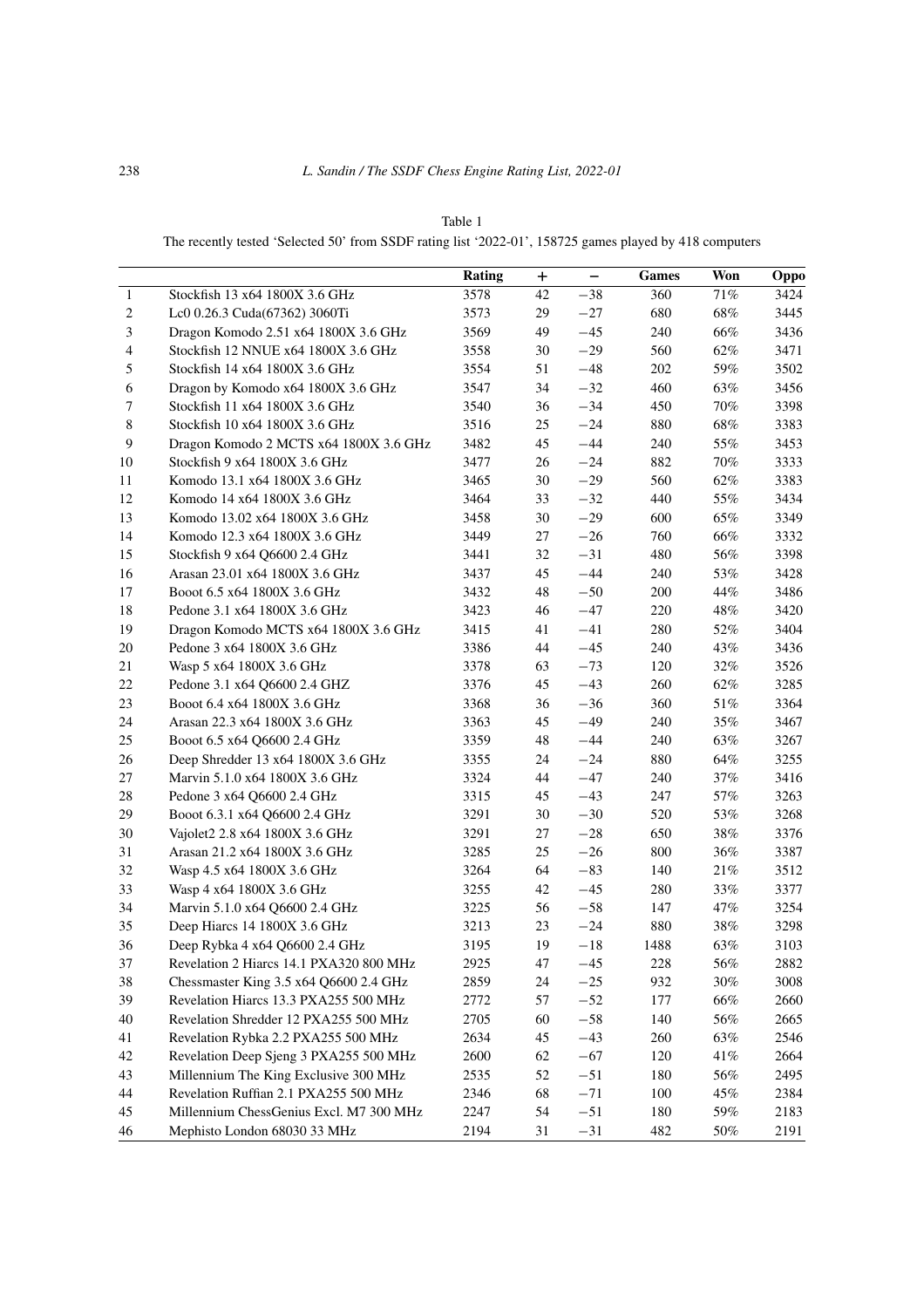Table 1

The recently tested 'Selected 50' from SSDF rating list '2022-01', 158725 games played by 418 computers

| | | Rating | + | − | Games | Won | Oppo |
|---|---|---|---|---|---|---|---|
| 1 | Stockfish 13 x64 1800X 3.6 GHz | 3578 | 42 | −38 | 360 | 71% | 3424 |
| 2 | Lc0 0.26.3 Cuda(67362) 3060Ti | 3573 | 29 | −27 | 680 | 68% | 3445 |
| 3 | Dragon Komodo 2.51 x64 1800X 3.6 GHz | 3569 | 49 | −45 | 240 | 66% | 3436 |
| 4 | Stockfish 12 NNUE x64 1800X 3.6 GHz | 3558 | 30 | −29 | 560 | 62% | 3471 |
| 5 | Stockfish 14 x64 1800X 3.6 GHz | 3554 | 51 | −48 | 202 | 59% | 3502 |
| 6 | Dragon by Komodo x64 1800X 3.6 GHz | 3547 | 34 | −32 | 460 | 63% | 3456 |
| 7 | Stockfish 11 x64 1800X 3.6 GHz | 3540 | 36 | −34 | 450 | 70% | 3398 |
| 8 | Stockfish 10 x64 1800X 3.6 GHz | 3516 | 25 | −24 | 880 | 68% | 3383 |
| 9 | Dragon Komodo 2 MCTS x64 1800X 3.6 GHz | 3482 | 45 | −44 | 240 | 55% | 3453 |
| 10 | Stockfish 9 x64 1800X 3.6 GHz | 3477 | 26 | −24 | 882 | 70% | 3333 |
| 11 | Komodo 13.1 x64 1800X 3.6 GHz | 3465 | 30 | −29 | 560 | 62% | 3383 |
| 12 | Komodo 14 x64 1800X 3.6 GHz | 3464 | 33 | −32 | 440 | 55% | 3434 |
| 13 | Komodo 13.02 x64 1800X 3.6 GHz | 3458 | 30 | −29 | 600 | 65% | 3349 |
| 14 | Komodo 12.3 x64 1800X 3.6 GHz | 3449 | 27 | −26 | 760 | 66% | 3332 |
| 15 | Stockfish 9 x64 Q6600 2.4 GHz | 3441 | 32 | −31 | 480 | 56% | 3398 |
| 16 | Arasan 23.01 x64 1800X 3.6 GHz | 3437 | 45 | −44 | 240 | 53% | 3428 |
| 17 | Booot 6.5 x64 1800X 3.6 GHz | 3432 | 48 | −50 | 200 | 44% | 3486 |
| 18 | Pedone 3.1 x64 1800X 3.6 GHz | 3423 | 46 | −47 | 220 | 48% | 3420 |
| 19 | Dragon Komodo MCTS x64 1800X 3.6 GHz | 3415 | 41 | −41 | 280 | 52% | 3404 |
| 20 | Pedone 3 x64 1800X 3.6 GHz | 3386 | 44 | −45 | 240 | 43% | 3436 |
| 21 | Wasp 5 x64 1800X 3.6 GHz | 3378 | 63 | −73 | 120 | 32% | 3526 |
| 22 | Pedone 3.1 x64 Q6600 2.4 GHZ | 3376 | 45 | −43 | 260 | 62% | 3285 |
| 23 | Booot 6.4 x64 1800X 3.6 GHz | 3368 | 36 | −36 | 360 | 51% | 3364 |
| 24 | Arasan 22.3 x64 1800X 3.6 GHz | 3363 | 45 | −49 | 240 | 35% | 3467 |
| 25 | Booot 6.5 x64 Q6600 2.4 GHz | 3359 | 48 | −44 | 240 | 63% | 3267 |
| 26 | Deep Shredder 13 x64 1800X 3.6 GHz | 3355 | 24 | −24 | 880 | 64% | 3255 |
| 27 | Marvin 5.1.0 x64 1800X 3.6 GHz | 3324 | 44 | −47 | 240 | 37% | 3416 |
| 28 | Pedone 3 x64 Q6600 2.4 GHz | 3315 | 45 | −43 | 247 | 57% | 3263 |
| 29 | Booot 6.3.1 x64 Q6600 2.4 GHz | 3291 | 30 | −30 | 520 | 53% | 3268 |
| 30 | Vajolet2 2.8 x64 1800X 3.6 GHz | 3291 | 27 | −28 | 650 | 38% | 3376 |
| 31 | Arasan 21.2 x64 1800X 3.6 GHz | 3285 | 25 | −26 | 800 | 36% | 3387 |
| 32 | Wasp 4.5 x64 1800X 3.6 GHz | 3264 | 64 | −83 | 140 | 21% | 3512 |
| 33 | Wasp 4 x64 1800X 3.6 GHz | 3255 | 42 | −45 | 280 | 33% | 3377 |
| 34 | Marvin 5.1.0 x64 Q6600 2.4 GHz | 3225 | 56 | −58 | 147 | 47% | 3254 |
| 35 | Deep Hiarcs 14 1800X 3.6 GHz | 3213 | 23 | −24 | 880 | 38% | 3298 |
| 36 | Deep Rybka 4 x64 Q6600 2.4 GHz | 3195 | 19 | −18 | 1488 | 63% | 3103 |
| 37 | Revelation 2 Hiarcs 14.1 PXA320 800 MHz | 2925 | 47 | −45 | 228 | 56% | 2882 |
| 38 | Chessmaster King 3.5 x64 Q6600 2.4 GHz | 2859 | 24 | −25 | 932 | 30% | 3008 |
| 39 | Revelation Hiarcs 13.3 PXA255 500 MHz | 2772 | 57 | −52 | 177 | 66% | 2660 |
| 40 | Revelation Shredder 12 PXA255 500 MHz | 2705 | 60 | −58 | 140 | 56% | 2665 |
| 41 | Revelation Rybka 2.2 PXA255 500 MHz | 2634 | 45 | −43 | 260 | 63% | 2546 |
| 42 | Revelation Deep Sjeng 3 PXA255 500 MHz | 2600 | 62 | −67 | 120 | 41% | 2664 |
| 43 | Millennium The King Exclusive 300 MHz | 2535 | 52 | −51 | 180 | 56% | 2495 |
| 44 | Revelation Ruffian 2.1 PXA255 500 MHz | 2346 | 68 | −71 | 100 | 45% | 2384 |
| 45 | Millennium ChessGenius Excl. M7 300 MHz | 2247 | 54 | −51 | 180 | 59% | 2183 |
| 46 | Mephisto London 68030 33 MHz | 2194 | 31 | −31 | 482 | 50% | 2191 |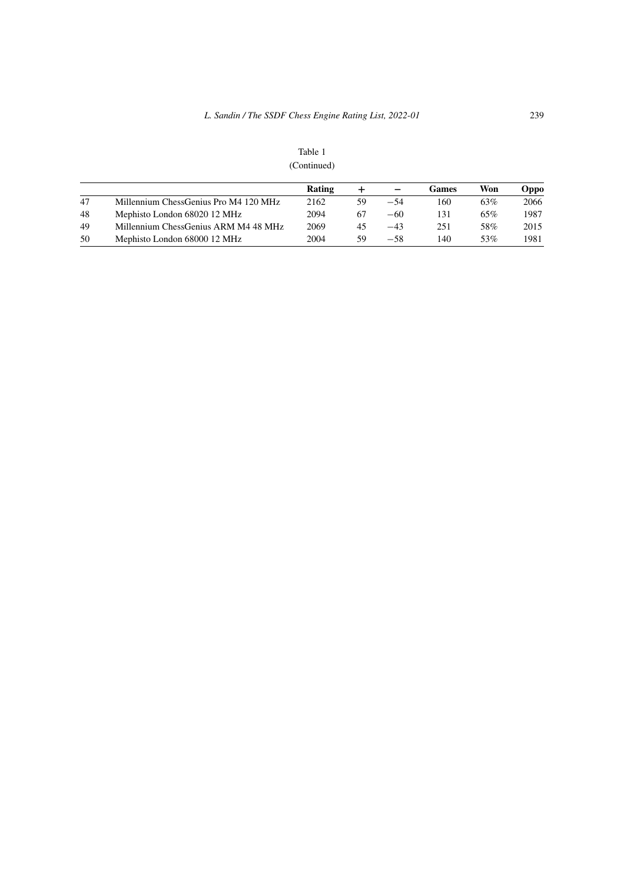Table 1
(Continued)

| | | Rating | + | − | Games | Won | Oppo |
|---|---|---|---|---|---|---|---|
| 47 | Millennium ChessGenius Pro M4 120 MHz | 2162 | 59 | −54 | 160 | 63% | 2066 |
| 48 | Mephisto London 68020 12 MHz | 2094 | 67 | −60 | 131 | 65% | 1987 |
| 49 | Millennium ChessGenius ARM M4 48 MHz | 2069 | 45 | −43 | 251 | 58% | 2015 |
| 50 | Mephisto London 68000 12 MHz | 2004 | 59 | −58 | 140 | 53% | 1981 |